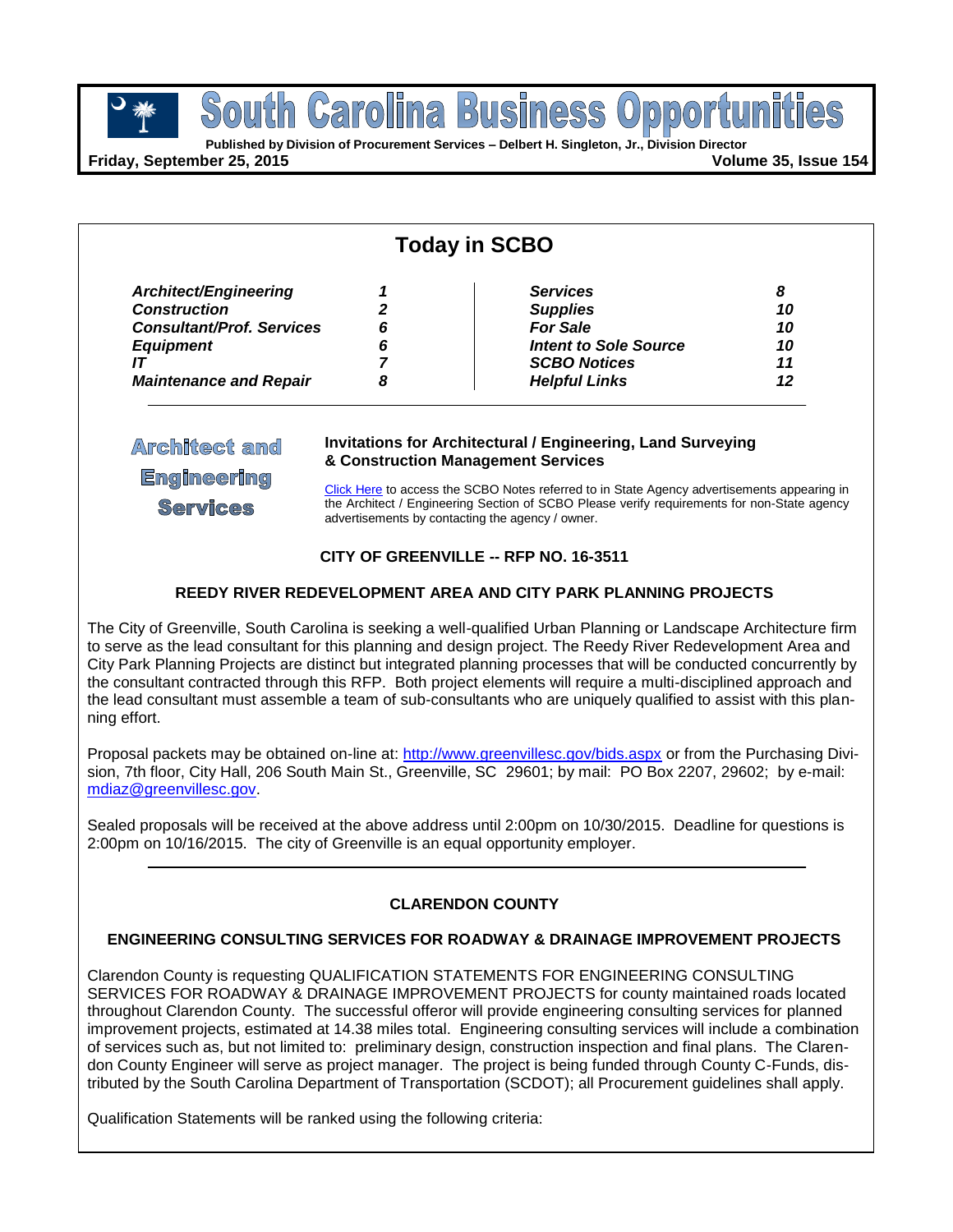# South Carolina Business Opportunities

**Published by Division of Procurement Services – Delbert H. Singleton, Jr., Division Director**

**Friday, September 25, 2015** **Volume 35, Issue 154**

## Today in SCBO

| | | | |
|---|---|---|---|
| ***Architect/Engineering*** | ***1*** | ***Services*** | ***8*** |
| ***Construction*** | ***2*** | ***Supplies*** | ***10*** |
| ***Consultant/Prof. Services*** | ***6*** | ***For Sale*** | ***10*** |
| ***Equipment*** | ***6*** | ***Intent to Sole Source*** | ***10*** |
| ***IT*** | ***7*** | ***SCBO Notices*** | ***11*** |
| ***Maintenance and Repair*** | ***8*** | ***Helpful Links*** | ***12*** |

## Architect and Engineering Services

**Invitations for Architectural / Engineering, Land Surveying & Construction Management Services**

Click Here to access the SCBO Notes referred to in State Agency advertisements appearing in the Architect / Engineering Section of SCBO Please verify requirements for non-State agency advertisements by contacting the agency / owner.

**CITY OF GREENVILLE -- RFP NO. 16-3511**

**REEDY RIVER REDEVELOPMENT AREA AND CITY PARK PLANNING PROJECTS**

The City of Greenville, South Carolina is seeking a well-qualified Urban Planning or Landscape Architecture firm to serve as the lead consultant for this planning and design project. The Reedy River Redevelopment Area and City Park Planning Projects are distinct but integrated planning processes that will be conducted concurrently by the consultant contracted through this RFP. Both project elements will require a multi-disciplined approach and the lead consultant must assemble a team of sub-consultants who are uniquely qualified to assist with this planning effort.

Proposal packets may be obtained on-line at: http://www.greenvillesc.gov/bids.aspx or from the Purchasing Division, 7th floor, City Hall, 206 South Main St., Greenville, SC 29601; by mail: PO Box 2207, 29602; by e-mail: mdiaz@greenvillesc.gov.

Sealed proposals will be received at the above address until 2:00pm on 10/30/2015. Deadline for questions is 2:00pm on 10/16/2015. The city of Greenville is an equal opportunity employer.

---

**CLARENDON COUNTY**

**ENGINEERING CONSULTING SERVICES FOR ROADWAY & DRAINAGE IMPROVEMENT PROJECTS**

Clarendon County is requesting QUALIFICATION STATEMENTS FOR ENGINEERING CONSULTING SERVICES FOR ROADWAY & DRAINAGE IMPROVEMENT PROJECTS for county maintained roads located throughout Clarendon County. The successful offeror will provide engineering consulting services for planned improvement projects, estimated at 14.38 miles total. Engineering consulting services will include a combination of services such as, but not limited to: preliminary design, construction inspection and final plans. The Clarendon County Engineer will serve as project manager. The project is being funded through County C-Funds, distributed by the South Carolina Department of Transportation (SCDOT); all Procurement guidelines shall apply.

Qualification Statements will be ranked using the following criteria: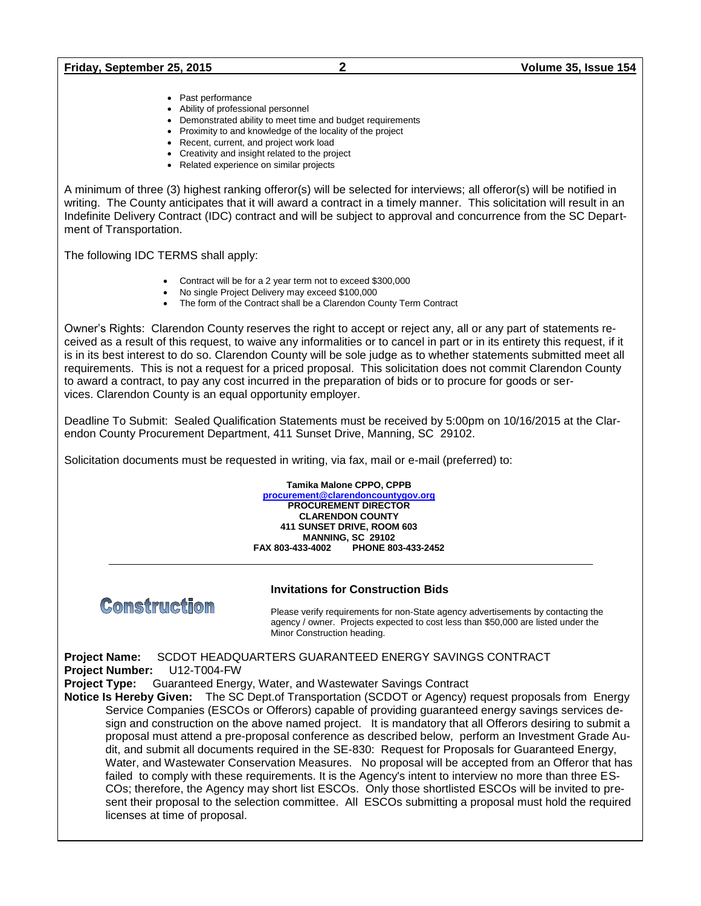- Past performance
- Ability of professional personnel
- Demonstrated ability to meet time and budget requirements
- Proximity to and knowledge of the locality of the project
- Recent, current, and project work load
- Creativity and insight related to the project
- Related experience on similar projects

A minimum of three (3) highest ranking offeror(s) will be selected for interviews; all offeror(s) will be notified in writing. The County anticipates that it will award a contract in a timely manner. This solicitation will result in an Indefinite Delivery Contract (IDC) contract and will be subject to approval and concurrence from the SC Department of Transportation.

The following IDC TERMS shall apply:

- Contract will be for a 2 year term not to exceed $300,000
- No single Project Delivery may exceed $100,000
- The form of the Contract shall be a Clarendon County Term Contract

Owner's Rights: Clarendon County reserves the right to accept or reject any, all or any part of statements received as a result of this request, to waive any informalities or to cancel in part or in its entirety this request, if it is in its best interest to do so. Clarendon County will be sole judge as to whether statements submitted meet all requirements. This is not a request for a priced proposal. This solicitation does not commit Clarendon County to award a contract, to pay any cost incurred in the preparation of bids or to procure for goods or services. Clarendon County is an equal opportunity employer.

Deadline To Submit: Sealed Qualification Statements must be received by 5:00pm on 10/16/2015 at the Clarendon County Procurement Department, 411 Sunset Drive, Manning, SC 29102.

Solicitation documents must be requested in writing, via fax, mail or e-mail (preferred) to:

**Tamika Malone CPPO, CPPB**
**procurement@clarendoncountygov.org**
**PROCUREMENT DIRECTOR**
**CLARENDON COUNTY**
**411 SUNSET DRIVE, ROOM 603**
**MANNING, SC 29102**
**FAX 803-433-4002 PHONE 803-433-2452**

---

# Construction

## Invitations for Construction Bids

Please verify requirements for non-State agency advertisements by contacting the agency / owner. Projects expected to cost less than $50,000 are listed under the Minor Construction heading.

**Project Name:** SCDOT HEADQUARTERS GUARANTEED ENERGY SAVINGS CONTRACT
**Project Number:** U12-T004-FW
**Project Type:** Guaranteed Energy, Water, and Wastewater Savings Contract
**Notice Is Hereby Given:** The SC Dept.of Transportation (SCDOT or Agency) request proposals from Energy Service Companies (ESCOs or Offerors) capable of providing guaranteed energy savings services design and construction on the above named project. It is mandatory that all Offerors desiring to submit a proposal must attend a pre-proposal conference as described below, perform an Investment Grade Audit, and submit all documents required in the SE-830: Request for Proposals for Guaranteed Energy, Water, and Wastewater Conservation Measures. No proposal will be accepted from an Offeror that has failed to comply with these requirements. It is the Agency's intent to interview no more than three ESCOs; therefore, the Agency may short list ESCOs. Only those shortlisted ESCOs will be invited to present their proposal to the selection committee. All ESCOs submitting a proposal must hold the required licenses at time of proposal.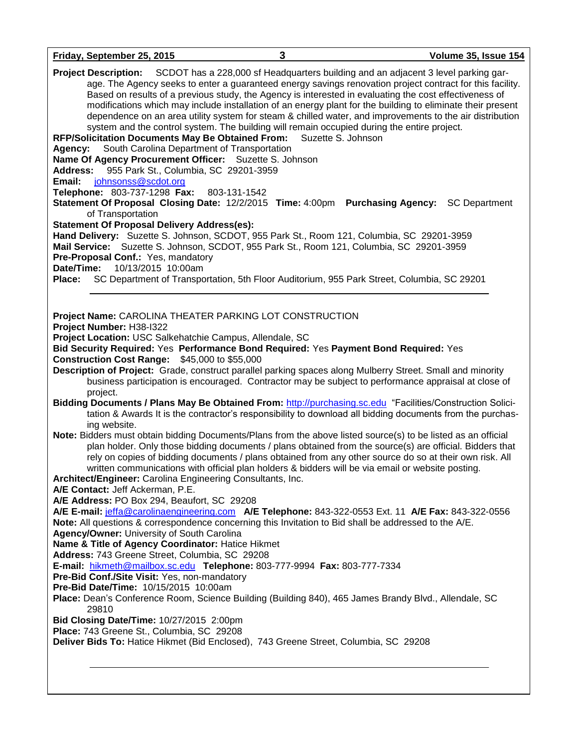**Project Description:** SCDOT has a 228,000 sf Headquarters building and an adjacent 3 level parking garage. The Agency seeks to enter a guaranteed energy savings renovation project contract for this facility. Based on results of a previous study, the Agency is interested in evaluating the cost effectiveness of modifications which may include installation of an energy plant for the building to eliminate their present dependence on an area utility system for steam & chilled water, and improvements to the air distribution system and the control system. The building will remain occupied during the entire project.

**RFP/Solicitation Documents May Be Obtained From:** Suzette S. Johnson
**Agency:** South Carolina Department of Transportation
**Name Of Agency Procurement Officer:** Suzette S. Johnson
**Address:** 955 Park St., Columbia, SC 29201-3959
**Email:** johnsonss@scdot.org
**Telephone:** 803-737-1298 **Fax:** 803-131-1542
**Statement Of Proposal Closing Date:** 12/2/2015 **Time:** 4:00pm **Purchasing Agency:** SC Department of Transportation
**Statement Of Proposal Delivery Address(es):**
**Hand Delivery:** Suzette S. Johnson, SCDOT, 955 Park St., Room 121, Columbia, SC 29201-3959
**Mail Service:** Suzette S. Johnson, SCDOT, 955 Park St., Room 121, Columbia, SC 29201-3959
**Pre-Proposal Conf.:** Yes, mandatory
**Date/Time:** 10/13/2015 10:00am
**Place:** SC Department of Transportation, 5th Floor Auditorium, 955 Park Street, Columbia, SC 29201

---

**Project Name:** CAROLINA THEATER PARKING LOT CONSTRUCTION
**Project Number:** H38-I322
**Project Location:** USC Salkehatchie Campus, Allendale, SC
**Bid Security Required:** Yes **Performance Bond Required:** Yes **Payment Bond Required:** Yes
**Construction Cost Range:** $45,000 to $55,000
**Description of Project:** Grade, construct parallel parking spaces along Mulberry Street. Small and minority business participation is encouraged. Contractor may be subject to performance appraisal at close of project.
**Bidding Documents / Plans May Be Obtained From:** http://purchasing.sc.edu "Facilities/Construction Solicitation & Awards It is the contractor's responsibility to download all bidding documents from the purchasing website.
**Note:** Bidders must obtain bidding Documents/Plans from the above listed source(s) to be listed as an official plan holder. Only those bidding documents / plans obtained from the source(s) are official. Bidders that rely on copies of bidding documents / plans obtained from any other source do so at their own risk. All written communications with official plan holders & bidders will be via email or website posting.
**Architect/Engineer:** Carolina Engineering Consultants, Inc.
**A/E Contact:** Jeff Ackerman, P.E.
**A/E Address:** PO Box 294, Beaufort, SC 29208
**A/E E-mail:** jeffa@carolinaengineering.com **A/E Telephone:** 843-322-0553 Ext. 11 **A/E Fax:** 843-322-0556
**Note:** All questions & correspondence concerning this Invitation to Bid shall be addressed to the A/E.
**Agency/Owner:** University of South Carolina
**Name & Title of Agency Coordinator:** Hatice Hikmet
**Address:** 743 Greene Street, Columbia, SC 29208
**E-mail:** hikmeth@mailbox.sc.edu **Telephone:** 803-777-9994 **Fax:** 803-777-7334
**Pre-Bid Conf./Site Visit:** Yes, non-mandatory
**Pre-Bid Date/Time:** 10/15/2015 10:00am
**Place:** Dean's Conference Room, Science Building (Building 840), 465 James Brandy Blvd., Allendale, SC 29810
**Bid Closing Date/Time:** 10/27/2015 2:00pm
**Place:** 743 Greene St., Columbia, SC 29208
**Deliver Bids To:** Hatice Hikmet (Bid Enclosed), 743 Greene Street, Columbia, SC 29208

---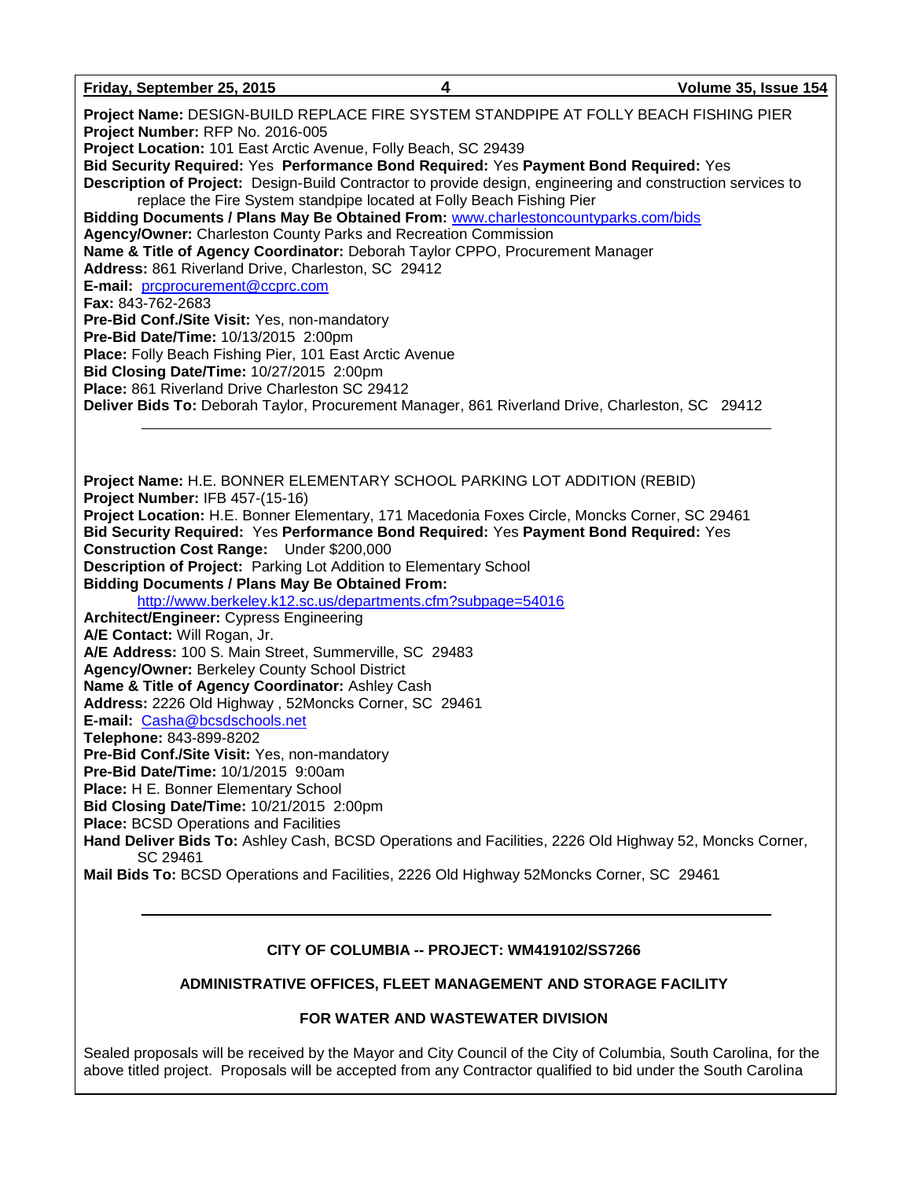**Project Name:** DESIGN-BUILD REPLACE FIRE SYSTEM STANDPIPE AT FOLLY BEACH FISHING PIER
**Project Number:** RFP No. 2016-005
**Project Location:** 101 East Arctic Avenue, Folly Beach, SC 29439
**Bid Security Required:** Yes **Performance Bond Required:** Yes **Payment Bond Required:** Yes
**Description of Project:** Design-Build Contractor to provide design, engineering and construction services to replace the Fire System standpipe located at Folly Beach Fishing Pier
**Bidding Documents / Plans May Be Obtained From:** www.charlestoncountyparks.com/bids
**Agency/Owner:** Charleston County Parks and Recreation Commission
**Name & Title of Agency Coordinator:** Deborah Taylor CPPO, Procurement Manager
**Address:** 861 Riverland Drive, Charleston, SC 29412
**E-mail:** prcprocurement@ccprc.com
**Fax:** 843-762-2683
**Pre-Bid Conf./Site Visit:** Yes, non-mandatory
**Pre-Bid Date/Time:** 10/13/2015 2:00pm
**Place:** Folly Beach Fishing Pier, 101 East Arctic Avenue
**Bid Closing Date/Time:** 10/27/2015 2:00pm
**Place:** 861 Riverland Drive Charleston SC 29412
**Deliver Bids To:** Deborah Taylor, Procurement Manager, 861 Riverland Drive, Charleston, SC 29412

---

**Project Name:** H.E. BONNER ELEMENTARY SCHOOL PARKING LOT ADDITION (REBID)
**Project Number:** IFB 457-(15-16)
**Project Location:** H.E. Bonner Elementary, 171 Macedonia Foxes Circle, Moncks Corner, SC 29461
**Bid Security Required:** Yes **Performance Bond Required:** Yes **Payment Bond Required:** Yes
**Construction Cost Range:** Under $200,000
**Description of Project:** Parking Lot Addition to Elementary School
**Bidding Documents / Plans May Be Obtained From:**
http://www.berkeley.k12.sc.us/departments.cfm?subpage=54016
**Architect/Engineer:** Cypress Engineering
**A/E Contact:** Will Rogan, Jr.
**A/E Address:** 100 S. Main Street, Summerville, SC 29483
**Agency/Owner:** Berkeley County School District
**Name & Title of Agency Coordinator:** Ashley Cash
**Address:** 2226 Old Highway , 52Moncks Corner, SC 29461
**E-mail:** Casha@bcsdschools.net
**Telephone:** 843-899-8202
**Pre-Bid Conf./Site Visit:** Yes, non-mandatory
**Pre-Bid Date/Time:** 10/1/2015 9:00am
**Place:** H E. Bonner Elementary School
**Bid Closing Date/Time:** 10/21/2015 2:00pm
**Place:** BCSD Operations and Facilities
**Hand Deliver Bids To:** Ashley Cash, BCSD Operations and Facilities, 2226 Old Highway 52, Moncks Corner, SC 29461
**Mail Bids To:** BCSD Operations and Facilities, 2226 Old Highway 52Moncks Corner, SC 29461

---

**CITY OF COLUMBIA -- PROJECT: WM419102/SS7266**

**ADMINISTRATIVE OFFICES, FLEET MANAGEMENT AND STORAGE FACILITY**

**FOR WATER AND WASTEWATER DIVISION**

Sealed proposals will be received by the Mayor and City Council of the City of Columbia, South Carolina, for the above titled project. Proposals will be accepted from any Contractor qualified to bid under the South Carolina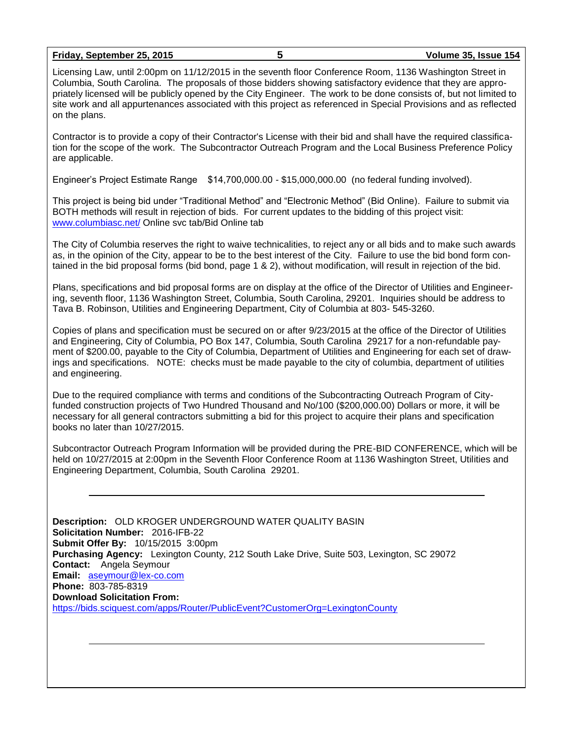Licensing Law, until 2:00pm on 11/12/2015 in the seventh floor Conference Room, 1136 Washington Street in Columbia, South Carolina. The proposals of those bidders showing satisfactory evidence that they are appropriately licensed will be publicly opened by the City Engineer. The work to be done consists of, but not limited to site work and all appurtenances associated with this project as referenced in Special Provisions and as reflected on the plans.

Contractor is to provide a copy of their Contractor's License with their bid and shall have the required classification for the scope of the work. The Subcontractor Outreach Program and the Local Business Preference Policy are applicable.

Engineer's Project Estimate Range $14,700,000.00 - $15,000,000.00 (no federal funding involved).

This project is being bid under "Traditional Method" and "Electronic Method" (Bid Online). Failure to submit via BOTH methods will result in rejection of bids. For current updates to the bidding of this project visit: www.columbiasc.net/ Online svc tab/Bid Online tab

The City of Columbia reserves the right to waive technicalities, to reject any or all bids and to make such awards as, in the opinion of the City, appear to be to the best interest of the City. Failure to use the bid bond form contained in the bid proposal forms (bid bond, page 1 & 2), without modification, will result in rejection of the bid.

Plans, specifications and bid proposal forms are on display at the office of the Director of Utilities and Engineering, seventh floor, 1136 Washington Street, Columbia, South Carolina, 29201. Inquiries should be address to Tava B. Robinson, Utilities and Engineering Department, City of Columbia at 803- 545-3260.

Copies of plans and specification must be secured on or after 9/23/2015 at the office of the Director of Utilities and Engineering, City of Columbia, PO Box 147, Columbia, South Carolina 29217 for a non-refundable payment of $200.00, payable to the City of Columbia, Department of Utilities and Engineering for each set of drawings and specifications. NOTE: checks must be made payable to the city of columbia, department of utilities and engineering.

Due to the required compliance with terms and conditions of the Subcontracting Outreach Program of City-funded construction projects of Two Hundred Thousand and No/100 ($200,000.00) Dollars or more, it will be necessary for all general contractors submitting a bid for this project to acquire their plans and specification books no later than 10/27/2015.

Subcontractor Outreach Program Information will be provided during the PRE-BID CONFERENCE, which will be held on 10/27/2015 at 2:00pm in the Seventh Floor Conference Room at 1136 Washington Street, Utilities and Engineering Department, Columbia, South Carolina 29201.

---

**Description:** OLD KROGER UNDERGROUND WATER QUALITY BASIN
**Solicitation Number:** 2016-IFB-22
**Submit Offer By:** 10/15/2015 3:00pm
**Purchasing Agency:** Lexington County, 212 South Lake Drive, Suite 503, Lexington, SC 29072
**Contact:** Angela Seymour
**Email:** aseymour@lex-co.com
**Phone:** 803-785-8319
**Download Solicitation From:**
https://bids.sciquest.com/apps/Router/PublicEvent?CustomerOrg=LexingtonCounty

---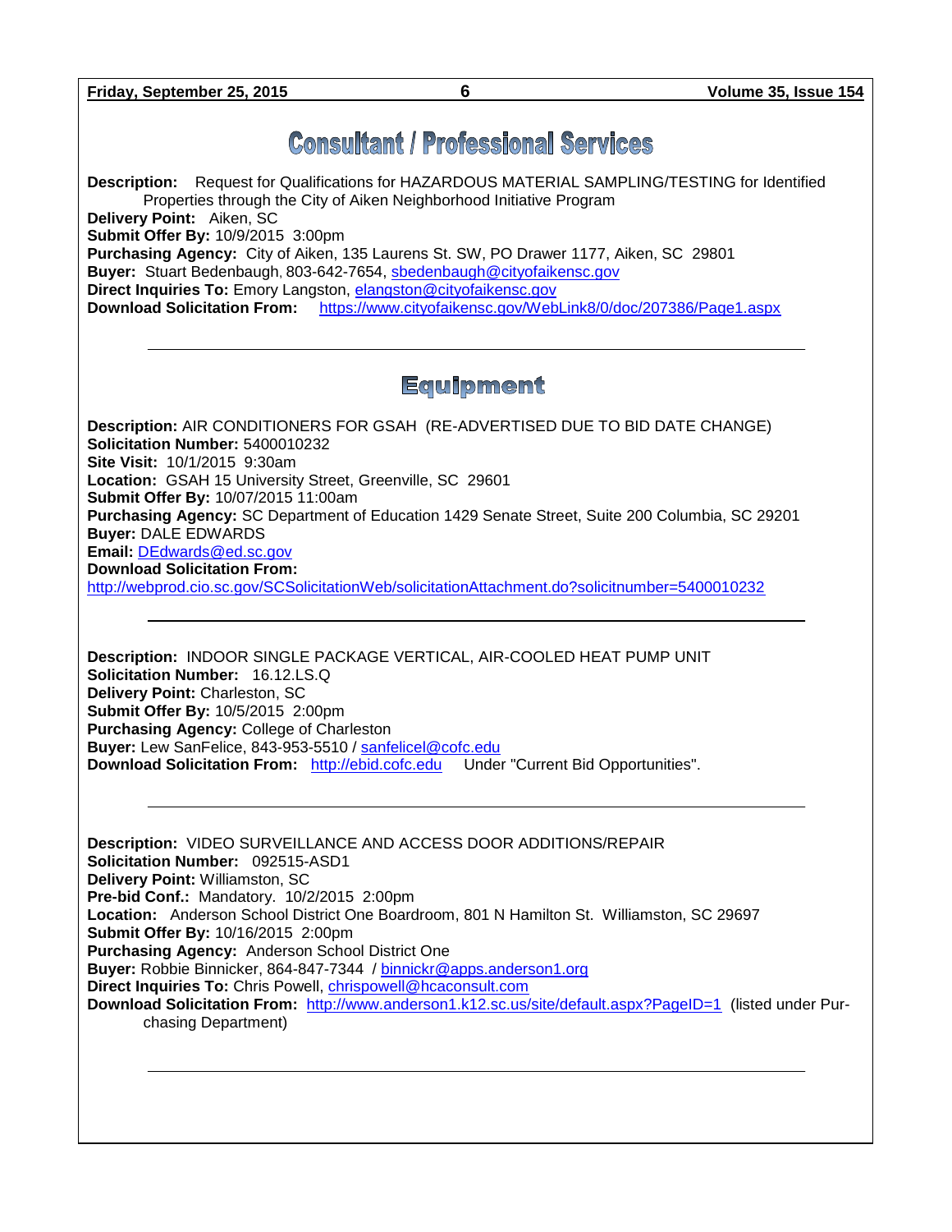# Consultant / Professional Services

**Description:** Request for Qualifications for HAZARDOUS MATERIAL SAMPLING/TESTING for Identified Properties through the City of Aiken Neighborhood Initiative Program
**Delivery Point:** Aiken, SC
**Submit Offer By:** 10/9/2015 3:00pm
**Purchasing Agency:** City of Aiken, 135 Laurens St. SW, PO Drawer 1177, Aiken, SC 29801
**Buyer:** Stuart Bedenbaugh, 803-642-7654, sbedenbaugh@cityofaikensc.gov
**Direct Inquiries To:** Emory Langston, elangston@cityofaikensc.gov
**Download Solicitation From:** https://www.cityofaikensc.gov/WebLink8/0/doc/207386/Page1.aspx

---

# Equipment

**Description:** AIR CONDITIONERS FOR GSAH (RE-ADVERTISED DUE TO BID DATE CHANGE)
**Solicitation Number:** 5400010232
**Site Visit:** 10/1/2015 9:30am
**Location:** GSAH 15 University Street, Greenville, SC 29601
**Submit Offer By:** 10/07/2015 11:00am
**Purchasing Agency:** SC Department of Education 1429 Senate Street, Suite 200 Columbia, SC 29201
**Buyer:** DALE EDWARDS
**Email:** DEdwards@ed.sc.gov
**Download Solicitation From:**
http://webprod.cio.sc.gov/SCSolicitationWeb/solicitationAttachment.do?solicitnumber=5400010232

---

**Description:** INDOOR SINGLE PACKAGE VERTICAL, AIR-COOLED HEAT PUMP UNIT
**Solicitation Number:** 16.12.LS.Q
**Delivery Point:** Charleston, SC
**Submit Offer By:** 10/5/2015 2:00pm
**Purchasing Agency:** College of Charleston
**Buyer:** Lew SanFelice, 843-953-5510 / sanfelicel@cofc.edu
**Download Solicitation From:** http://ebid.cofc.edu Under "Current Bid Opportunities".

---

**Description:** VIDEO SURVEILLANCE AND ACCESS DOOR ADDITIONS/REPAIR
**Solicitation Number:** 092515-ASD1
**Delivery Point:** Williamston, SC
**Pre-bid Conf.:** Mandatory. 10/2/2015 2:00pm
**Location:** Anderson School District One Boardroom, 801 N Hamilton St. Williamston, SC 29697
**Submit Offer By:** 10/16/2015 2:00pm
**Purchasing Agency:** Anderson School District One
**Buyer:** Robbie Binnicker, 864-847-7344 / binnickr@apps.anderson1.org
**Direct Inquiries To:** Chris Powell, chrispowell@hcaconsult.com
**Download Solicitation From:** http://www.anderson1.k12.sc.us/site/default.aspx?PageID=1 (listed under Purchasing Department)

---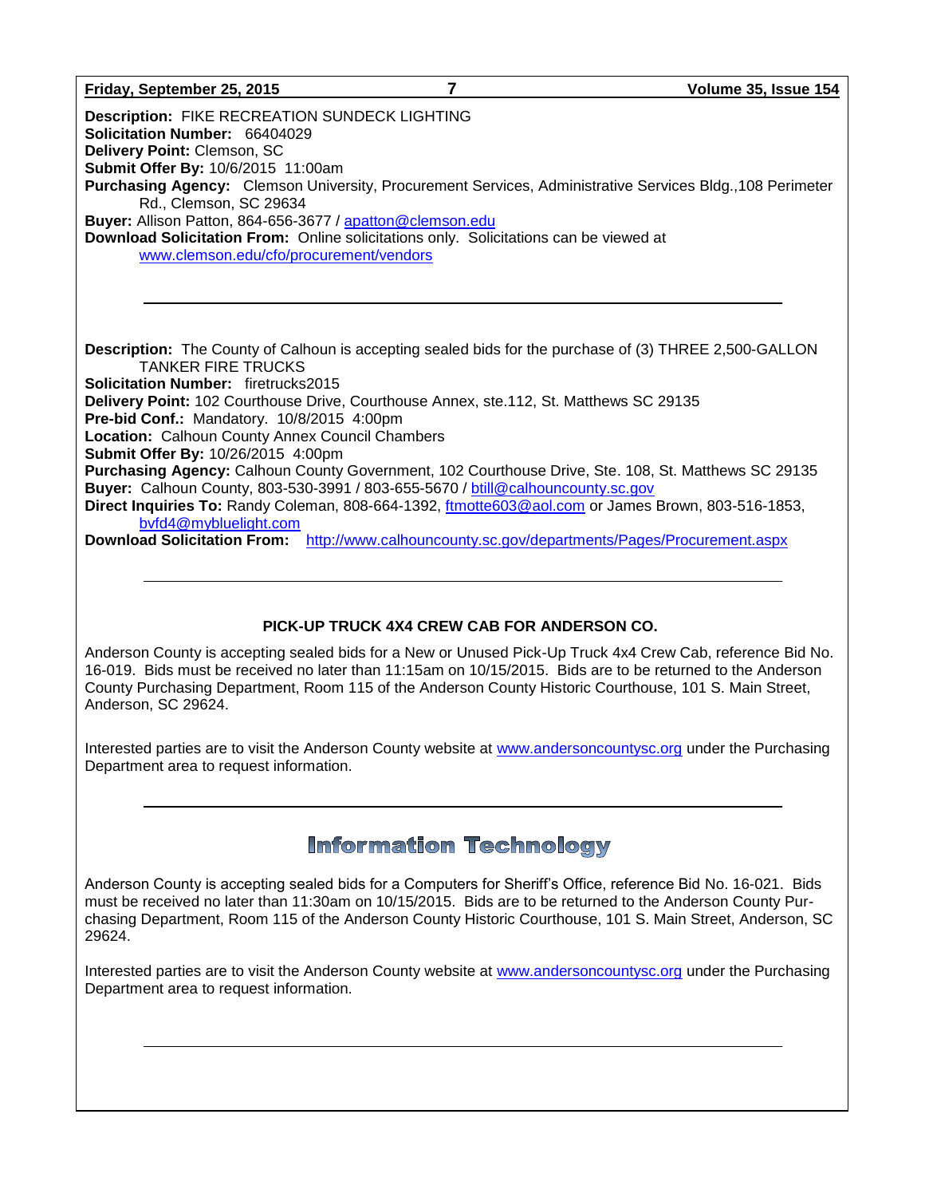**Description:** FIKE RECREATION SUNDECK LIGHTING
**Solicitation Number:** 66404029
**Delivery Point:** Clemson, SC
**Submit Offer By:** 10/6/2015 11:00am
**Purchasing Agency:** Clemson University, Procurement Services, Administrative Services Bldg.,108 Perimeter Rd., Clemson, SC 29634
**Buyer:** Allison Patton, 864-656-3677 / apatton@clemson.edu
**Download Solicitation From:** Online solicitations only. Solicitations can be viewed at www.clemson.edu/cfo/procurement/vendors

---

**Description:** The County of Calhoun is accepting sealed bids for the purchase of (3) THREE 2,500-GALLON TANKER FIRE TRUCKS
**Solicitation Number:** firetrucks2015
**Delivery Point:** 102 Courthouse Drive, Courthouse Annex, ste.112, St. Matthews SC 29135
**Pre-bid Conf.:** Mandatory. 10/8/2015 4:00pm
**Location:** Calhoun County Annex Council Chambers
**Submit Offer By:** 10/26/2015 4:00pm
**Purchasing Agency:** Calhoun County Government, 102 Courthouse Drive, Ste. 108, St. Matthews SC 29135
**Buyer:** Calhoun County, 803-530-3991 / 803-655-5670 / btill@calhouncounty.sc.gov
**Direct Inquiries To:** Randy Coleman, 808-664-1392, ftmotte603@aol.com or James Brown, 803-516-1853, bvfd4@mybluelight.com
**Download Solicitation From:** http://www.calhouncounty.sc.gov/departments/Pages/Procurement.aspx

---

**PICK-UP TRUCK 4X4 CREW CAB FOR ANDERSON CO.**

Anderson County is accepting sealed bids for a New or Unused Pick-Up Truck 4x4 Crew Cab, reference Bid No. 16-019. Bids must be received no later than 11:15am on 10/15/2015. Bids are to be returned to the Anderson County Purchasing Department, Room 115 of the Anderson County Historic Courthouse, 101 S. Main Street, Anderson, SC 29624.

Interested parties are to visit the Anderson County website at www.andersoncountysc.org under the Purchasing Department area to request information.

---

## Information Technology

Anderson County is accepting sealed bids for a Computers for Sheriff's Office, reference Bid No. 16-021. Bids must be received no later than 11:30am on 10/15/2015. Bids are to be returned to the Anderson County Purchasing Department, Room 115 of the Anderson County Historic Courthouse, 101 S. Main Street, Anderson, SC 29624.

Interested parties are to visit the Anderson County website at www.andersoncountysc.org under the Purchasing Department area to request information.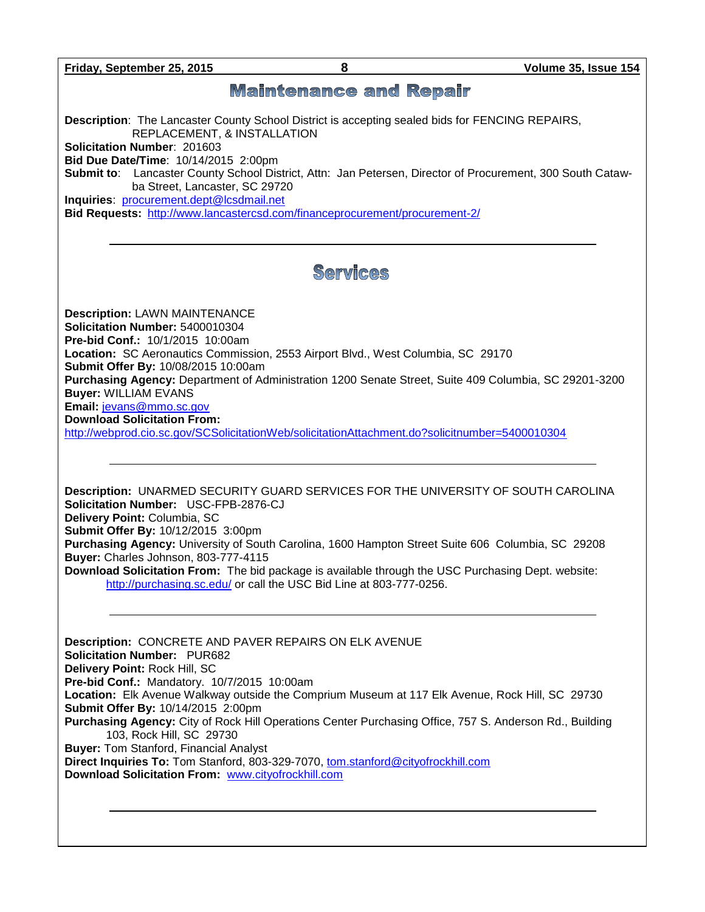# Maintenance and Repair

**Description**: The Lancaster County School District is accepting sealed bids for FENCING REPAIRS, REPLACEMENT, & INSTALLATION
**Solicitation Number**: 201603
**Bid Due Date/Time**: 10/14/2015 2:00pm
**Submit to**: Lancaster County School District, Attn: Jan Petersen, Director of Procurement, 300 South Catawba Street, Lancaster, SC 29720
**Inquiries**: procurement.dept@lcsdmail.net
**Bid Requests:** http://www.lancastercsd.com/financeprocurement/procurement-2/

---

# Services

**Description:** LAWN MAINTENANCE
**Solicitation Number:** 5400010304
**Pre-bid Conf.:** 10/1/2015 10:00am
**Location:** SC Aeronautics Commission, 2553 Airport Blvd., West Columbia, SC 29170
**Submit Offer By:** 10/08/2015 10:00am
**Purchasing Agency:** Department of Administration 1200 Senate Street, Suite 409 Columbia, SC 29201-3200
**Buyer:** WILLIAM EVANS
**Email:** jevans@mmo.sc.gov
**Download Solicitation From:**
http://webprod.cio.sc.gov/SCSolicitationWeb/solicitationAttachment.do?solicitnumber=5400010304

---

**Description:** UNARMED SECURITY GUARD SERVICES FOR THE UNIVERSITY OF SOUTH CAROLINA
**Solicitation Number:** USC-FPB-2876-CJ
**Delivery Point:** Columbia, SC
**Submit Offer By:** 10/12/2015 3:00pm
**Purchasing Agency:** University of South Carolina, 1600 Hampton Street Suite 606 Columbia, SC 29208
**Buyer:** Charles Johnson, 803-777-4115
**Download Solicitation From:** The bid package is available through the USC Purchasing Dept. website: http://purchasing.sc.edu/ or call the USC Bid Line at 803-777-0256.

---

**Description:** CONCRETE AND PAVER REPAIRS ON ELK AVENUE
**Solicitation Number:** PUR682
**Delivery Point:** Rock Hill, SC
**Pre-bid Conf.:** Mandatory. 10/7/2015 10:00am
**Location:** Elk Avenue Walkway outside the Comprium Museum at 117 Elk Avenue, Rock Hill, SC 29730
**Submit Offer By:** 10/14/2015 2:00pm
**Purchasing Agency:** City of Rock Hill Operations Center Purchasing Office, 757 S. Anderson Rd., Building 103, Rock Hill, SC 29730
**Buyer:** Tom Stanford, Financial Analyst
**Direct Inquiries To:** Tom Stanford, 803-329-7070, tom.stanford@cityofrockhill.com
**Download Solicitation From:** www.cityofrockhill.com

---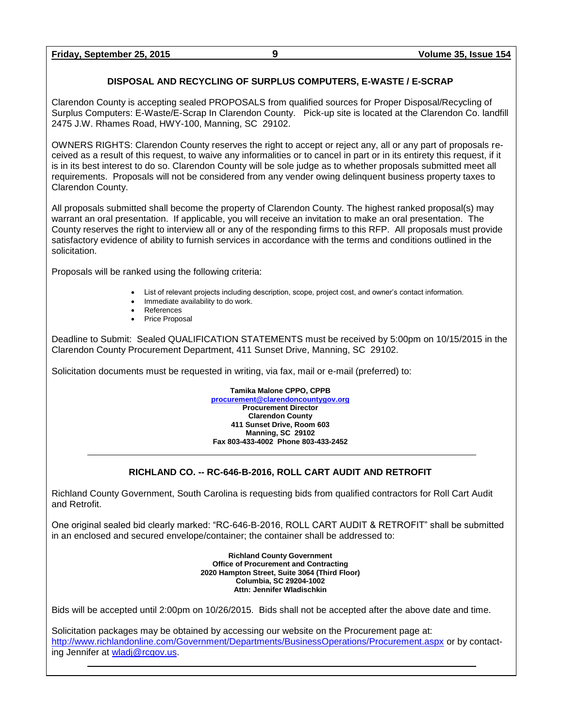## DISPOSAL AND RECYCLING OF SURPLUS COMPUTERS, E-WASTE / E-SCRAP

Clarendon County is accepting sealed PROPOSALS from qualified sources for Proper Disposal/Recycling of Surplus Computers: E-Waste/E-Scrap In Clarendon County. Pick-up site is located at the Clarendon Co. landfill 2475 J.W. Rhames Road, HWY-100, Manning, SC 29102.

OWNERS RIGHTS: Clarendon County reserves the right to accept or reject any, all or any part of proposals received as a result of this request, to waive any informalities or to cancel in part or in its entirety this request, if it is in its best interest to do so. Clarendon County will be sole judge as to whether proposals submitted meet all requirements. Proposals will not be considered from any vender owing delinquent business property taxes to Clarendon County.

All proposals submitted shall become the property of Clarendon County. The highest ranked proposal(s) may warrant an oral presentation. If applicable, you will receive an invitation to make an oral presentation. The County reserves the right to interview all or any of the responding firms to this RFP. All proposals must provide satisfactory evidence of ability to furnish services in accordance with the terms and conditions outlined in the solicitation.

Proposals will be ranked using the following criteria:

- List of relevant projects including description, scope, project cost, and owner's contact information.
- Immediate availability to do work.
- References
- Price Proposal

Deadline to Submit: Sealed QUALIFICATION STATEMENTS must be received by 5:00pm on 10/15/2015 in the Clarendon County Procurement Department, 411 Sunset Drive, Manning, SC 29102.

Solicitation documents must be requested in writing, via fax, mail or e-mail (preferred) to:

**Tamika Malone CPPO, CPPB**
**procurement@clarendoncountygov.org**
**Procurement Director**
**Clarendon County**
**411 Sunset Drive, Room 603**
**Manning, SC 29102**
**Fax 803-433-4002 Phone 803-433-2452**

---

## RICHLAND CO. -- RC-646-B-2016, ROLL CART AUDIT AND RETROFIT

Richland County Government, South Carolina is requesting bids from qualified contractors for Roll Cart Audit and Retrofit.

One original sealed bid clearly marked: "RC-646-B-2016, ROLL CART AUDIT & RETROFIT" shall be submitted in an enclosed and secured envelope/container; the container shall be addressed to:

**Richland County Government**
**Office of Procurement and Contracting**
**2020 Hampton Street, Suite 3064 (Third Floor)**
**Columbia, SC 29204-1002**
**Attn: Jennifer Wladischkin**

Bids will be accepted until 2:00pm on 10/26/2015. Bids shall not be accepted after the above date and time.

Solicitation packages may be obtained by accessing our website on the Procurement page at: http://www.richlandonline.com/Government/Departments/BusinessOperations/Procurement.aspx or by contacting Jennifer at wladj@rcgov.us.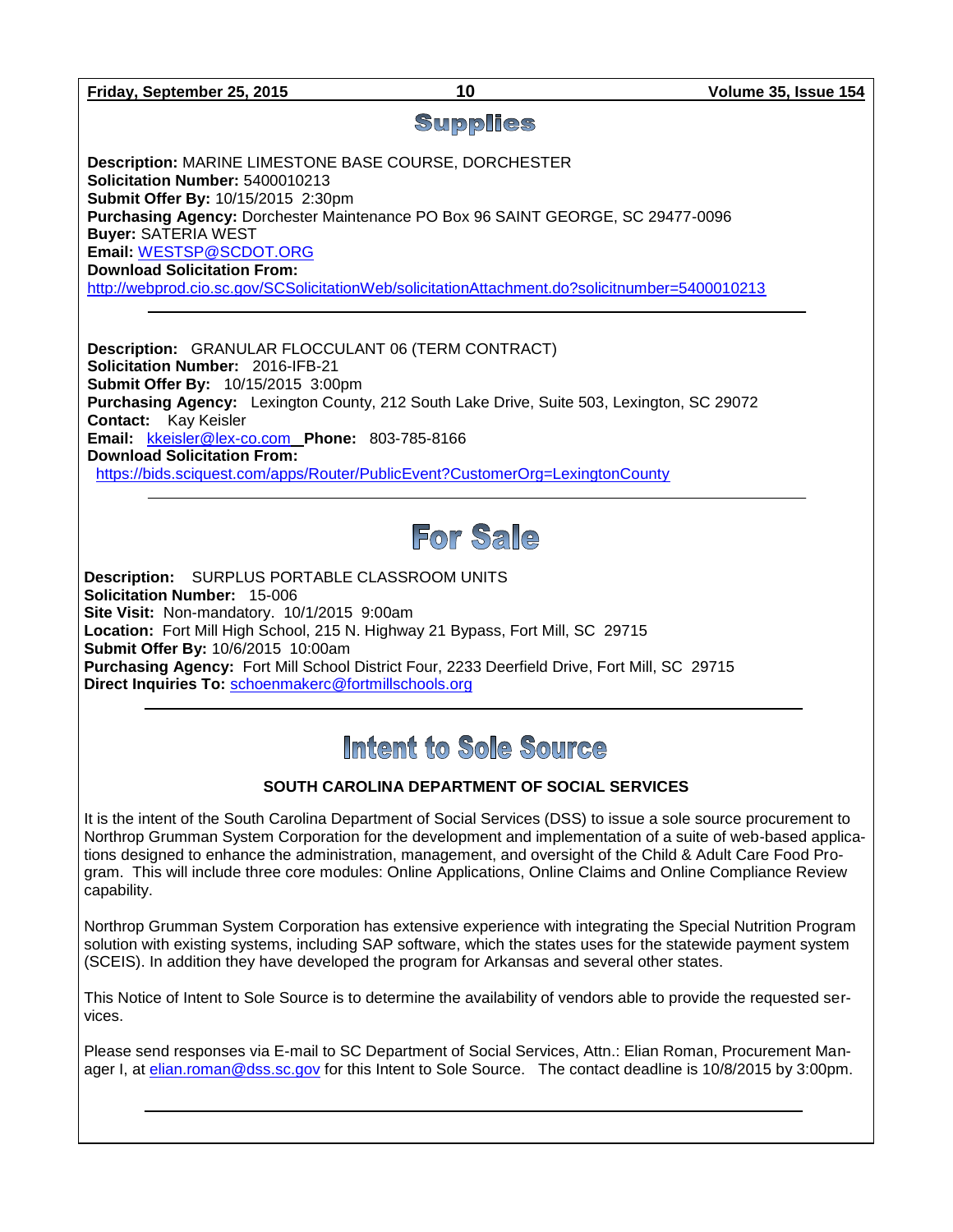# Supplies

**Description:** MARINE LIMESTONE BASE COURSE, DORCHESTER
**Solicitation Number:** 5400010213
**Submit Offer By:** 10/15/2015 2:30pm
**Purchasing Agency:** Dorchester Maintenance PO Box 96 SAINT GEORGE, SC 29477-0096
**Buyer:** SATERIA WEST
**Email:** WESTSP@SCDOT.ORG
**Download Solicitation From:**
http://webprod.cio.sc.gov/SCSolicitationWeb/solicitationAttachment.do?solicitnumber=5400010213

---

**Description:** GRANULAR FLOCCULANT 06 (TERM CONTRACT)
**Solicitation Number:** 2016-IFB-21
**Submit Offer By:** 10/15/2015 3:00pm
**Purchasing Agency:** Lexington County, 212 South Lake Drive, Suite 503, Lexington, SC 29072
**Contact:** Kay Keisler
**Email:** kkeisler@lex-co.com **Phone:** 803-785-8166
**Download Solicitation From:**
https://bids.sciquest.com/apps/Router/PublicEvent?CustomerOrg=LexingtonCounty

---

# For Sale

**Description:** SURPLUS PORTABLE CLASSROOM UNITS
**Solicitation Number:** 15-006
**Site Visit:** Non-mandatory. 10/1/2015 9:00am
**Location:** Fort Mill High School, 215 N. Highway 21 Bypass, Fort Mill, SC 29715
**Submit Offer By:** 10/6/2015 10:00am
**Purchasing Agency:** Fort Mill School District Four, 2233 Deerfield Drive, Fort Mill, SC 29715
**Direct Inquiries To:** schoenmakerc@fortmillschools.org

---

# Intent to Sole Source

**SOUTH CAROLINA DEPARTMENT OF SOCIAL SERVICES**

It is the intent of the South Carolina Department of Social Services (DSS) to issue a sole source procurement to Northrop Grumman System Corporation for the development and implementation of a suite of web-based applications designed to enhance the administration, management, and oversight of the Child & Adult Care Food Program. This will include three core modules: Online Applications, Online Claims and Online Compliance Review capability.

Northrop Grumman System Corporation has extensive experience with integrating the Special Nutrition Program solution with existing systems, including SAP software, which the states uses for the statewide payment system (SCEIS). In addition they have developed the program for Arkansas and several other states.

This Notice of Intent to Sole Source is to determine the availability of vendors able to provide the requested services.

Please send responses via E-mail to SC Department of Social Services, Attn.: Elian Roman, Procurement Manager I, at elian.roman@dss.sc.gov for this Intent to Sole Source. The contact deadline is 10/8/2015 by 3:00pm.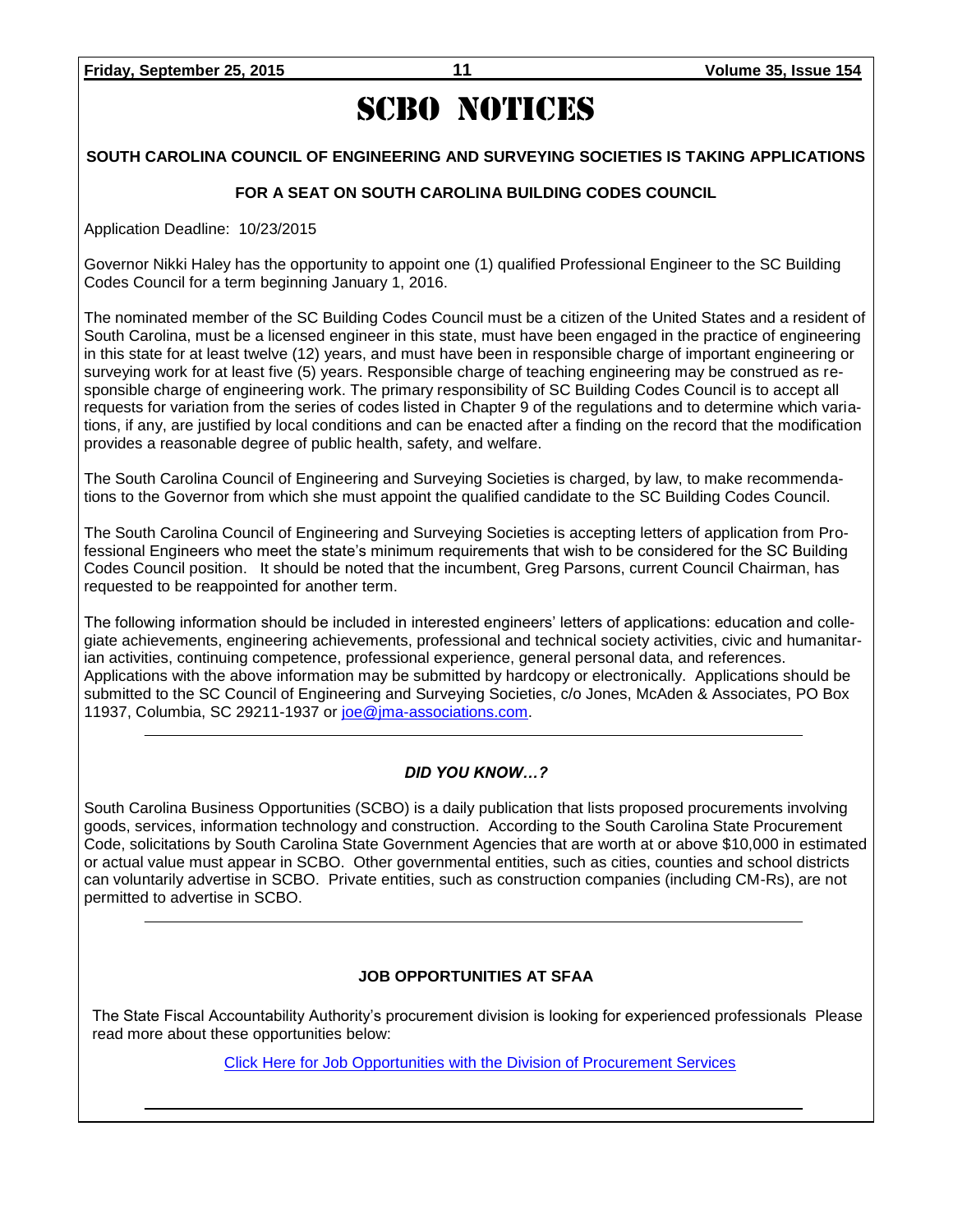# SCBO NOTICES

**SOUTH CAROLINA COUNCIL OF ENGINEERING AND SURVEYING SOCIETIES IS TAKING APPLICATIONS**

**FOR A SEAT ON SOUTH CAROLINA BUILDING CODES COUNCIL**

Application Deadline: 10/23/2015

Governor Nikki Haley has the opportunity to appoint one (1) qualified Professional Engineer to the SC Building Codes Council for a term beginning January 1, 2016.

The nominated member of the SC Building Codes Council must be a citizen of the United States and a resident of South Carolina, must be a licensed engineer in this state, must have been engaged in the practice of engineering in this state for at least twelve (12) years, and must have been in responsible charge of important engineering or surveying work for at least five (5) years. Responsible charge of teaching engineering may be construed as responsible charge of engineering work. The primary responsibility of SC Building Codes Council is to accept all requests for variation from the series of codes listed in Chapter 9 of the regulations and to determine which variations, if any, are justified by local conditions and can be enacted after a finding on the record that the modification provides a reasonable degree of public health, safety, and welfare.

The South Carolina Council of Engineering and Surveying Societies is charged, by law, to make recommendations to the Governor from which she must appoint the qualified candidate to the SC Building Codes Council.

The South Carolina Council of Engineering and Surveying Societies is accepting letters of application from Professional Engineers who meet the state's minimum requirements that wish to be considered for the SC Building Codes Council position. It should be noted that the incumbent, Greg Parsons, current Council Chairman, has requested to be reappointed for another term.

The following information should be included in interested engineers' letters of applications: education and collegiate achievements, engineering achievements, professional and technical society activities, civic and humanitarian activities, continuing competence, professional experience, general personal data, and references. Applications with the above information may be submitted by hardcopy or electronically. Applications should be submitted to the SC Council of Engineering and Surveying Societies, c/o Jones, McAden & Associates, PO Box 11937, Columbia, SC 29211-1937 or joe@jma-associations.com.

---

***DID YOU KNOW…?***

South Carolina Business Opportunities (SCBO) is a daily publication that lists proposed procurements involving goods, services, information technology and construction. According to the South Carolina State Procurement Code, solicitations by South Carolina State Government Agencies that are worth at or above $10,000 in estimated or actual value must appear in SCBO. Other governmental entities, such as cities, counties and school districts can voluntarily advertise in SCBO. Private entities, such as construction companies (including CM-Rs), are not permitted to advertise in SCBO.

---

**JOB OPPORTUNITIES AT SFAA**

The State Fiscal Accountability Authority's procurement division is looking for experienced professionals Please read more about these opportunities below:

Click Here for Job Opportunities with the Division of Procurement Services

---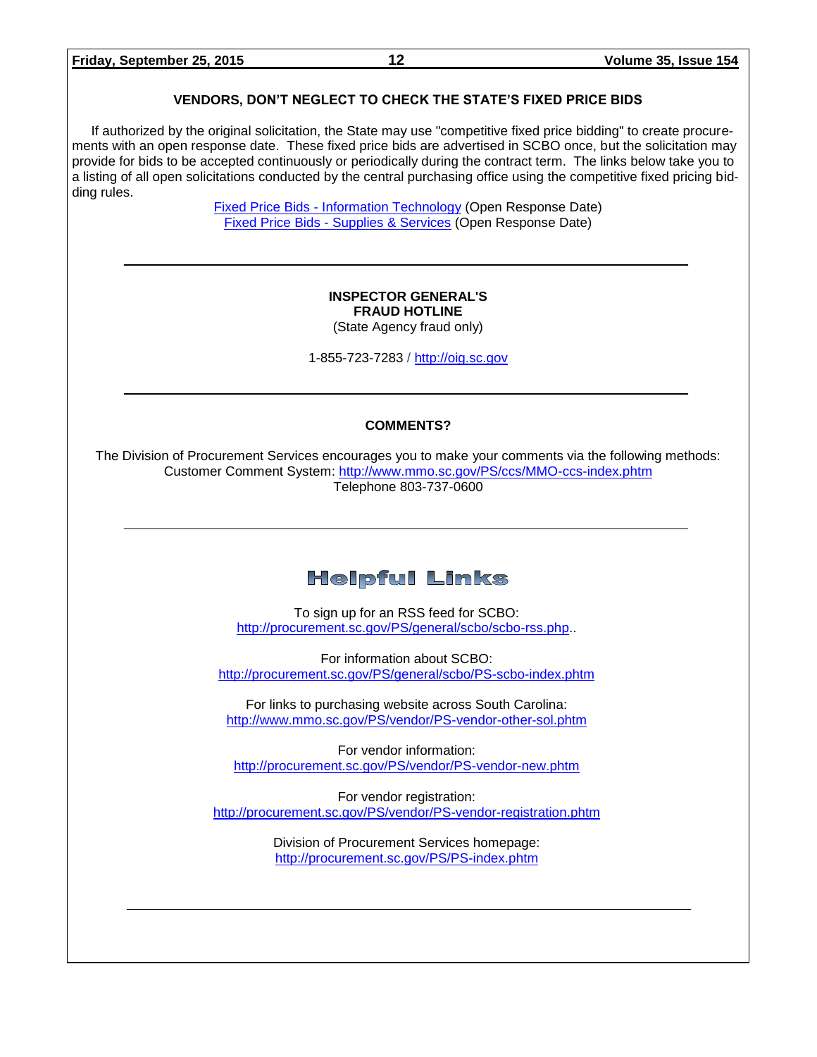## VENDORS, DON'T NEGLECT TO CHECK THE STATE'S FIXED PRICE BIDS

If authorized by the original solicitation, the State may use "competitive fixed price bidding" to create procurements with an open response date. These fixed price bids are advertised in SCBO once, but the solicitation may provide for bids to be accepted continuously or periodically during the contract term. The links below take you to a listing of all open solicitations conducted by the central purchasing office using the competitive fixed pricing bidding rules.

Fixed Price Bids - Information Technology (Open Response Date)
Fixed Price Bids - Supplies & Services (Open Response Date)

---

**INSPECTOR GENERAL'S**
**FRAUD HOTLINE**
(State Agency fraud only)

1-855-723-7283 / http://oig.sc.gov

---

## COMMENTS?

The Division of Procurement Services encourages you to make your comments via the following methods:
Customer Comment System: http://www.mmo.sc.gov/PS/ccs/MMO-ccs-index.phtm
Telephone 803-737-0600

---

## Helpful Links

To sign up for an RSS feed for SCBO:
http://procurement.sc.gov/PS/general/scbo/scbo-rss.php..

For information about SCBO:
http://procurement.sc.gov/PS/general/scbo/PS-scbo-index.phtm

For links to purchasing website across South Carolina:
http://www.mmo.sc.gov/PS/vendor/PS-vendor-other-sol.phtm

For vendor information:
http://procurement.sc.gov/PS/vendor/PS-vendor-new.phtm

For vendor registration:
http://procurement.sc.gov/PS/vendor/PS-vendor-registration.phtm

Division of Procurement Services homepage:
http://procurement.sc.gov/PS/PS-index.phtm

---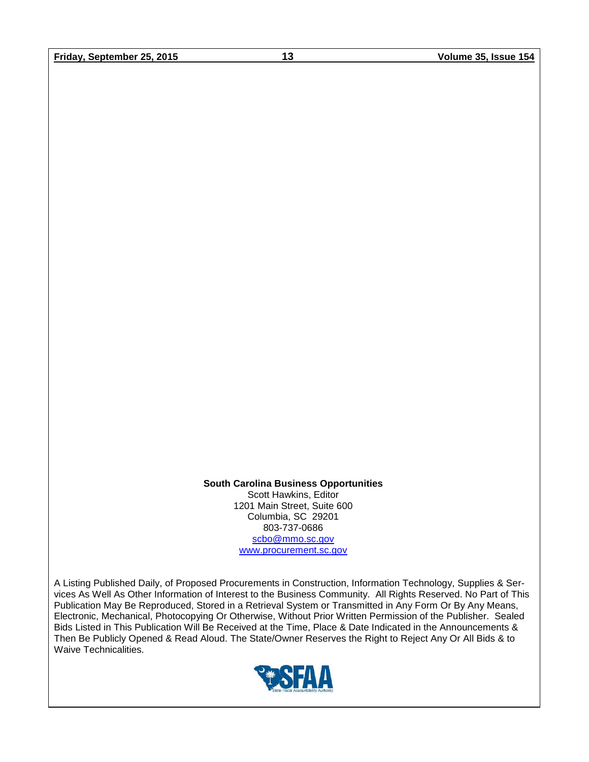**South Carolina Business Opportunities**

Scott Hawkins, Editor
1201 Main Street, Suite 600
Columbia, SC 29201
803-737-0686
scbo@mmo.sc.gov
www.procurement.sc.gov

A Listing Published Daily, of Proposed Procurements in Construction, Information Technology, Supplies & Services As Well As Other Information of Interest to the Business Community. All Rights Reserved. No Part of This Publication May Be Reproduced, Stored in a Retrieval System or Transmitted in Any Form Or By Any Means, Electronic, Mechanical, Photocopying Or Otherwise, Without Prior Written Permission of the Publisher. Sealed Bids Listed in This Publication Will Be Received at the Time, Place & Date Indicated in the Announcements & Then Be Publicly Opened & Read Aloud. The State/Owner Reserves the Right to Reject Any Or All Bids & to Waive Technicalities.

SFAA
State Fiscal Accountability Authority